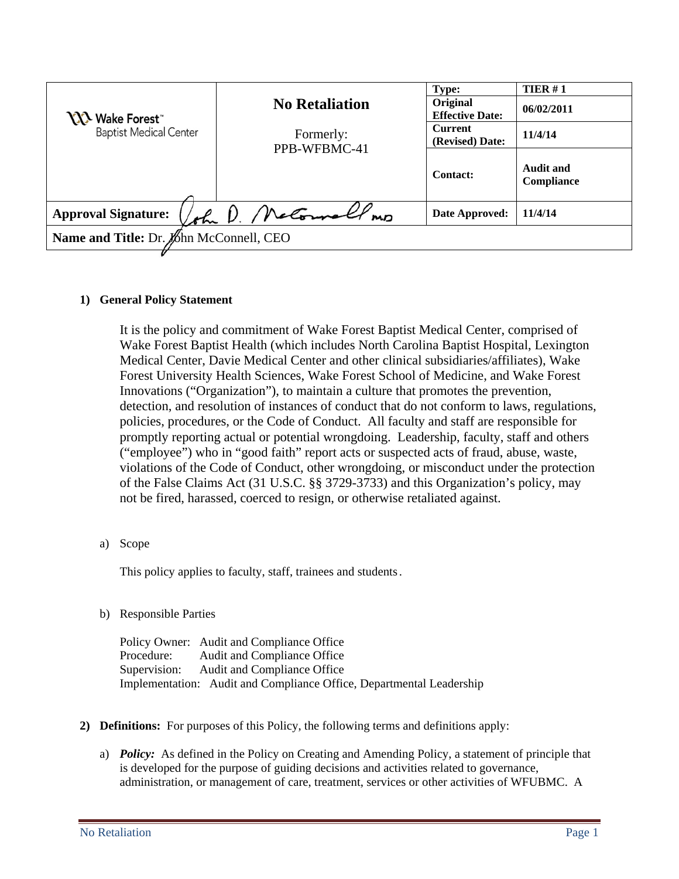| Wake Forest™ Baptist Medical Center | **No Retaliation**<br><br>Formerly:<br>PPB-WFBMC-41 | **Type:** | **TIER # 1** |
|---|---|---|---|
| | | **Original Effective Date:** | **06/02/2011** |
| | | **Current (Revised) Date:** | **11/4/14** |
| | | **Contact:** | **Audit and Compliance** |
| **Approval Signature:** John D. McConnell MD | | **Date Approved:** | **11/4/14** |
| **Name and Title:** Dr. John McConnell, CEO | | | |

**1) General Policy Statement**

It is the policy and commitment of Wake Forest Baptist Medical Center, comprised of Wake Forest Baptist Health (which includes North Carolina Baptist Hospital, Lexington Medical Center, Davie Medical Center and other clinical subsidiaries/affiliates), Wake Forest University Health Sciences, Wake Forest School of Medicine, and Wake Forest Innovations ("Organization"), to maintain a culture that promotes the prevention, detection, and resolution of instances of conduct that do not conform to laws, regulations, policies, procedures, or the Code of Conduct. All faculty and staff are responsible for promptly reporting actual or potential wrongdoing. Leadership, faculty, staff and others ("employee") who in "good faith" report acts or suspected acts of fraud, abuse, waste, violations of the Code of Conduct, other wrongdoing, or misconduct under the protection of the False Claims Act (31 U.S.C. §§ 3729-3733) and this Organization's policy, may not be fired, harassed, coerced to resign, or otherwise retaliated against.

a) Scope

This policy applies to faculty, staff, trainees and students.

b) Responsible Parties

Policy Owner: Audit and Compliance Office
Procedure: Audit and Compliance Office
Supervision: Audit and Compliance Office
Implementation: Audit and Compliance Office, Departmental Leadership

**2) Definitions:** For purposes of this Policy, the following terms and definitions apply:

a) ***Policy:*** As defined in the Policy on Creating and Amending Policy, a statement of principle that is developed for the purpose of guiding decisions and activities related to governance, administration, or management of care, treatment, services or other activities of WFUBMC. A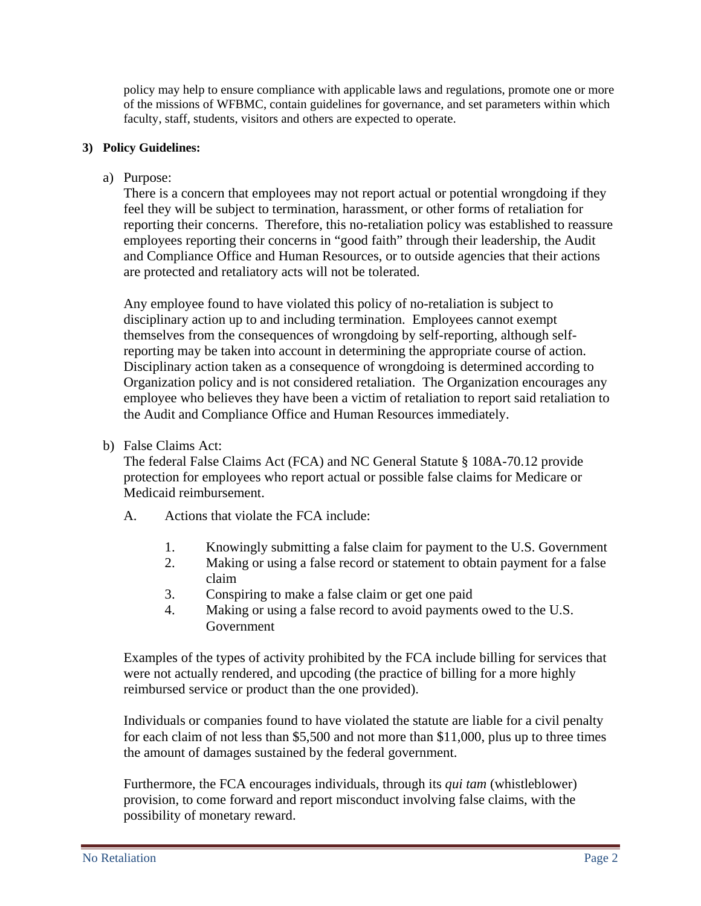policy may help to ensure compliance with applicable laws and regulations, promote one or more of the missions of WFBMC, contain guidelines for governance, and set parameters within which faculty, staff, students, visitors and others are expected to operate.

**3) Policy Guidelines:**

a) Purpose:

There is a concern that employees may not report actual or potential wrongdoing if they feel they will be subject to termination, harassment, or other forms of retaliation for reporting their concerns. Therefore, this no-retaliation policy was established to reassure employees reporting their concerns in "good faith" through their leadership, the Audit and Compliance Office and Human Resources, or to outside agencies that their actions are protected and retaliatory acts will not be tolerated.

Any employee found to have violated this policy of no-retaliation is subject to disciplinary action up to and including termination. Employees cannot exempt themselves from the consequences of wrongdoing by self-reporting, although self-reporting may be taken into account in determining the appropriate course of action. Disciplinary action taken as a consequence of wrongdoing is determined according to Organization policy and is not considered retaliation. The Organization encourages any employee who believes they have been a victim of retaliation to report said retaliation to the Audit and Compliance Office and Human Resources immediately.

b) False Claims Act:

The federal False Claims Act (FCA) and NC General Statute § 108A-70.12 provide protection for employees who report actual or possible false claims for Medicare or Medicaid reimbursement.

A. Actions that violate the FCA include:

1. Knowingly submitting a false claim for payment to the U.S. Government
2. Making or using a false record or statement to obtain payment for a false claim
3. Conspiring to make a false claim or get one paid
4. Making or using a false record to avoid payments owed to the U.S. Government

Examples of the types of activity prohibited by the FCA include billing for services that were not actually rendered, and upcoding (the practice of billing for a more highly reimbursed service or product than the one provided).

Individuals or companies found to have violated the statute are liable for a civil penalty for each claim of not less than $5,500 and not more than $11,000, plus up to three times the amount of damages sustained by the federal government.

Furthermore, the FCA encourages individuals, through its *qui tam* (whistleblower) provision, to come forward and report misconduct involving false claims, with the possibility of monetary reward.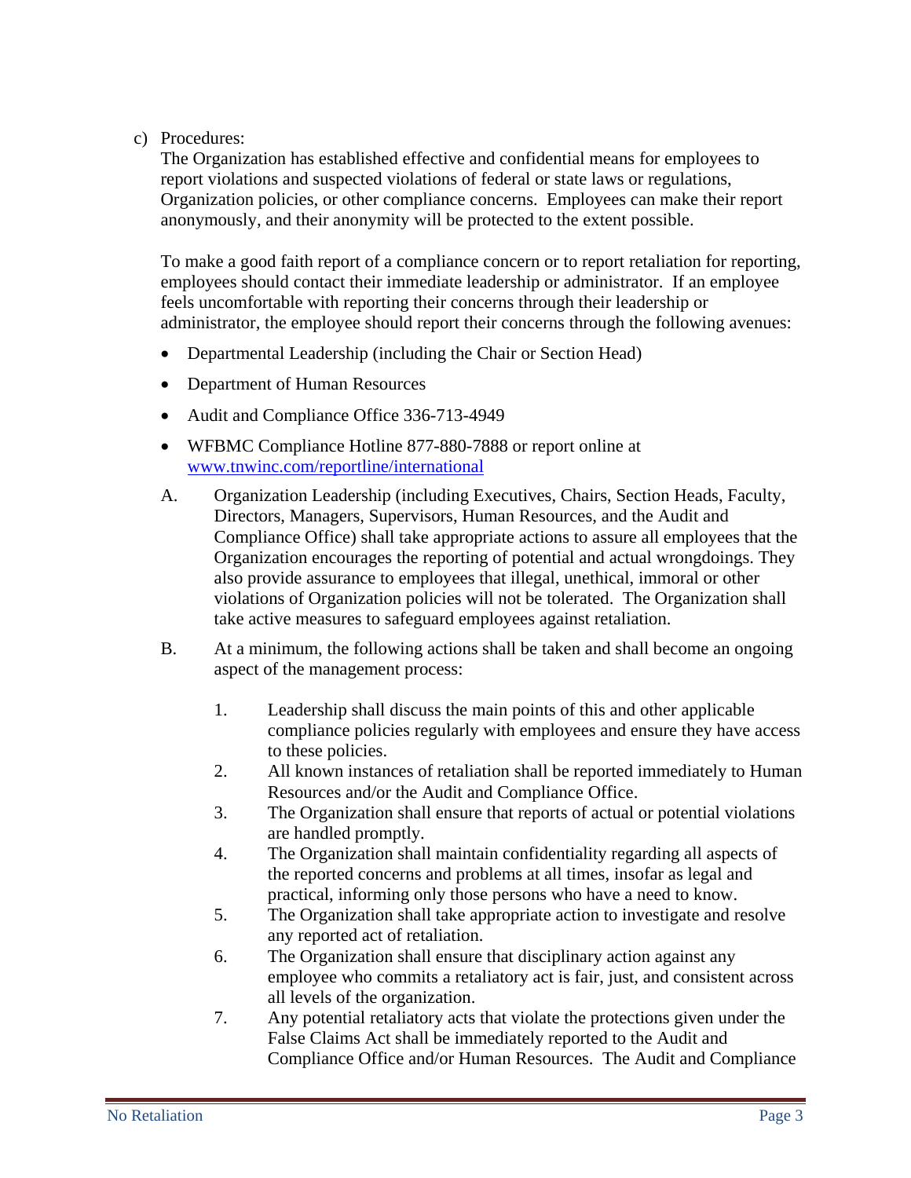c) Procedures:

The Organization has established effective and confidential means for employees to report violations and suspected violations of federal or state laws or regulations, Organization policies, or other compliance concerns. Employees can make their report anonymously, and their anonymity will be protected to the extent possible.

To make a good faith report of a compliance concern or to report retaliation for reporting, employees should contact their immediate leadership or administrator. If an employee feels uncomfortable with reporting their concerns through their leadership or administrator, the employee should report their concerns through the following avenues:

- Departmental Leadership (including the Chair or Section Head)
- Department of Human Resources
- Audit and Compliance Office 336-713-4949
- WFBMC Compliance Hotline 877-880-7888 or report online at [www.tnwinc.com/reportline/international](www.tnwinc.com/reportline/international)

A. Organization Leadership (including Executives, Chairs, Section Heads, Faculty, Directors, Managers, Supervisors, Human Resources, and the Audit and Compliance Office) shall take appropriate actions to assure all employees that the Organization encourages the reporting of potential and actual wrongdoings. They also provide assurance to employees that illegal, unethical, immoral or other violations of Organization policies will not be tolerated. The Organization shall take active measures to safeguard employees against retaliation.

B. At a minimum, the following actions shall be taken and shall become an ongoing aspect of the management process:

1. Leadership shall discuss the main points of this and other applicable compliance policies regularly with employees and ensure they have access to these policies.
2. All known instances of retaliation shall be reported immediately to Human Resources and/or the Audit and Compliance Office.
3. The Organization shall ensure that reports of actual or potential violations are handled promptly.
4. The Organization shall maintain confidentiality regarding all aspects of the reported concerns and problems at all times, insofar as legal and practical, informing only those persons who have a need to know.
5. The Organization shall take appropriate action to investigate and resolve any reported act of retaliation.
6. The Organization shall ensure that disciplinary action against any employee who commits a retaliatory act is fair, just, and consistent across all levels of the organization.
7. Any potential retaliatory acts that violate the protections given under the False Claims Act shall be immediately reported to the Audit and Compliance Office and/or Human Resources. The Audit and Compliance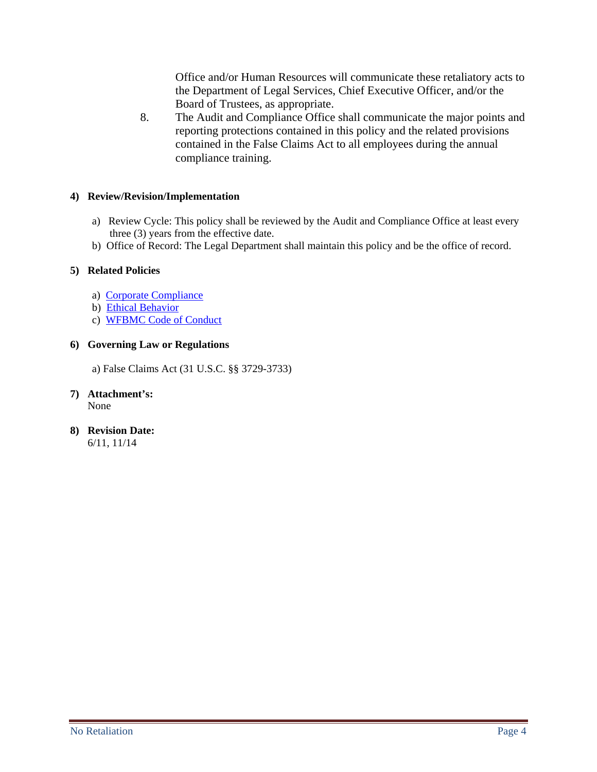Office and/or Human Resources will communicate these retaliatory acts to the Department of Legal Services, Chief Executive Officer, and/or the Board of Trustees, as appropriate.

8. The Audit and Compliance Office shall communicate the major points and reporting protections contained in this policy and the related provisions contained in the False Claims Act to all employees during the annual compliance training.

**4) Review/Revision/Implementation**

a) Review Cycle: This policy shall be reviewed by the Audit and Compliance Office at least every three (3) years from the effective date.
b) Office of Record: The Legal Department shall maintain this policy and be the office of record.

**5) Related Policies**

a) Corporate Compliance
b) Ethical Behavior
c) WFBMC Code of Conduct

**6) Governing Law or Regulations**

a) False Claims Act (31 U.S.C. §§ 3729-3733)

**7) Attachment's:**
None

**8) Revision Date:**
6/11, 11/14